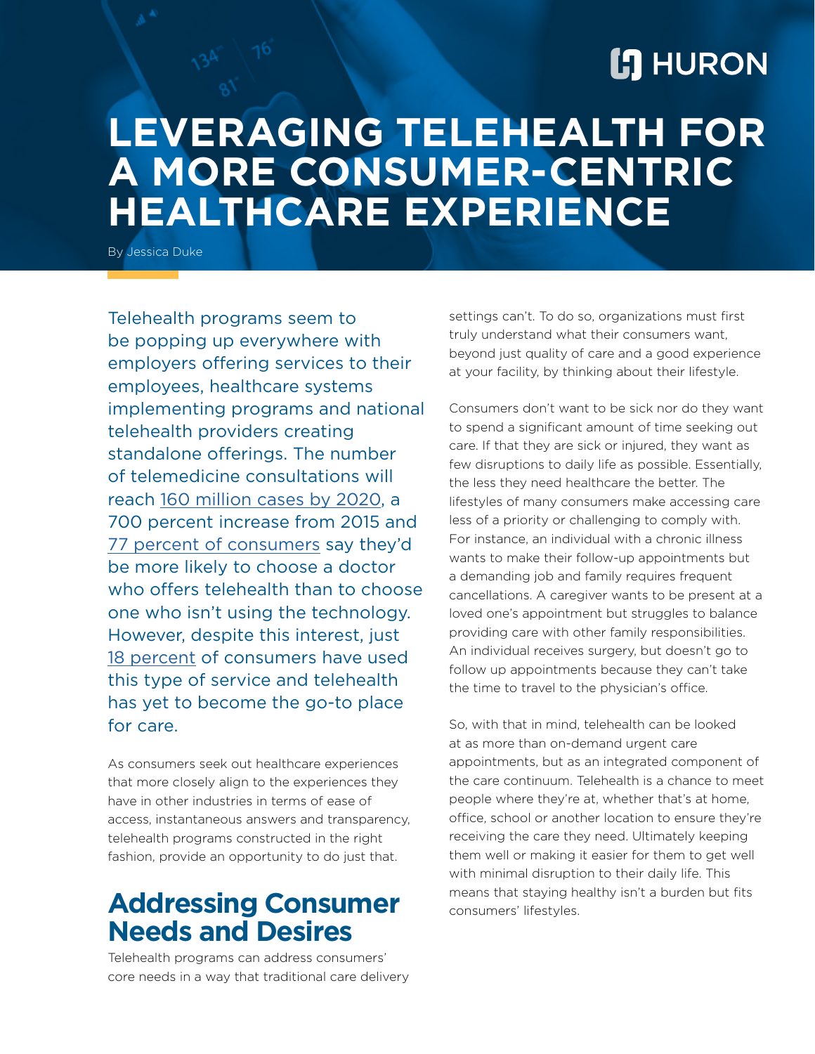HURON

# LEVERAGING TELEHEALTH FOR A MORE CONSUMER-CENTRIC HEALTHCARE EXPERIENCE

By Jessica Duke

Telehealth programs seem to be popping up everywhere with employers offering services to their employees, healthcare systems implementing programs and national telehealth providers creating standalone offerings. The number of telemedicine consultations will reach 160 million cases by 2020, a 700 percent increase from 2015 and 77 percent of consumers say they'd be more likely to choose a doctor who offers telehealth than to choose one who isn't using the technology. However, despite this interest, just 18 percent of consumers have used this type of service and telehealth has yet to become the go-to place for care.

As consumers seek out healthcare experiences that more closely align to the experiences they have in other industries in terms of ease of access, instantaneous answers and transparency, telehealth programs constructed in the right fashion, provide an opportunity to do just that.

## Addressing Consumer Needs and Desires

Telehealth programs can address consumers' core needs in a way that traditional care delivery settings can't. To do so, organizations must first truly understand what their consumers want, beyond just quality of care and a good experience at your facility, by thinking about their lifestyle.

Consumers don't want to be sick nor do they want to spend a significant amount of time seeking out care. If that they are sick or injured, they want as few disruptions to daily life as possible. Essentially, the less they need healthcare the better. The lifestyles of many consumers make accessing care less of a priority or challenging to comply with. For instance, an individual with a chronic illness wants to make their follow-up appointments but a demanding job and family requires frequent cancellations. A caregiver wants to be present at a loved one's appointment but struggles to balance providing care with other family responsibilities. An individual receives surgery, but doesn't go to follow up appointments because they can't take the time to travel to the physician's office.

So, with that in mind, telehealth can be looked at as more than on-demand urgent care appointments, but as an integrated component of the care continuum. Telehealth is a chance to meet people where they're at, whether that's at home, office, school or another location to ensure they're receiving the care they need. Ultimately keeping them well or making it easier for them to get well with minimal disruption to their daily life. This means that staying healthy isn't a burden but fits consumers' lifestyles.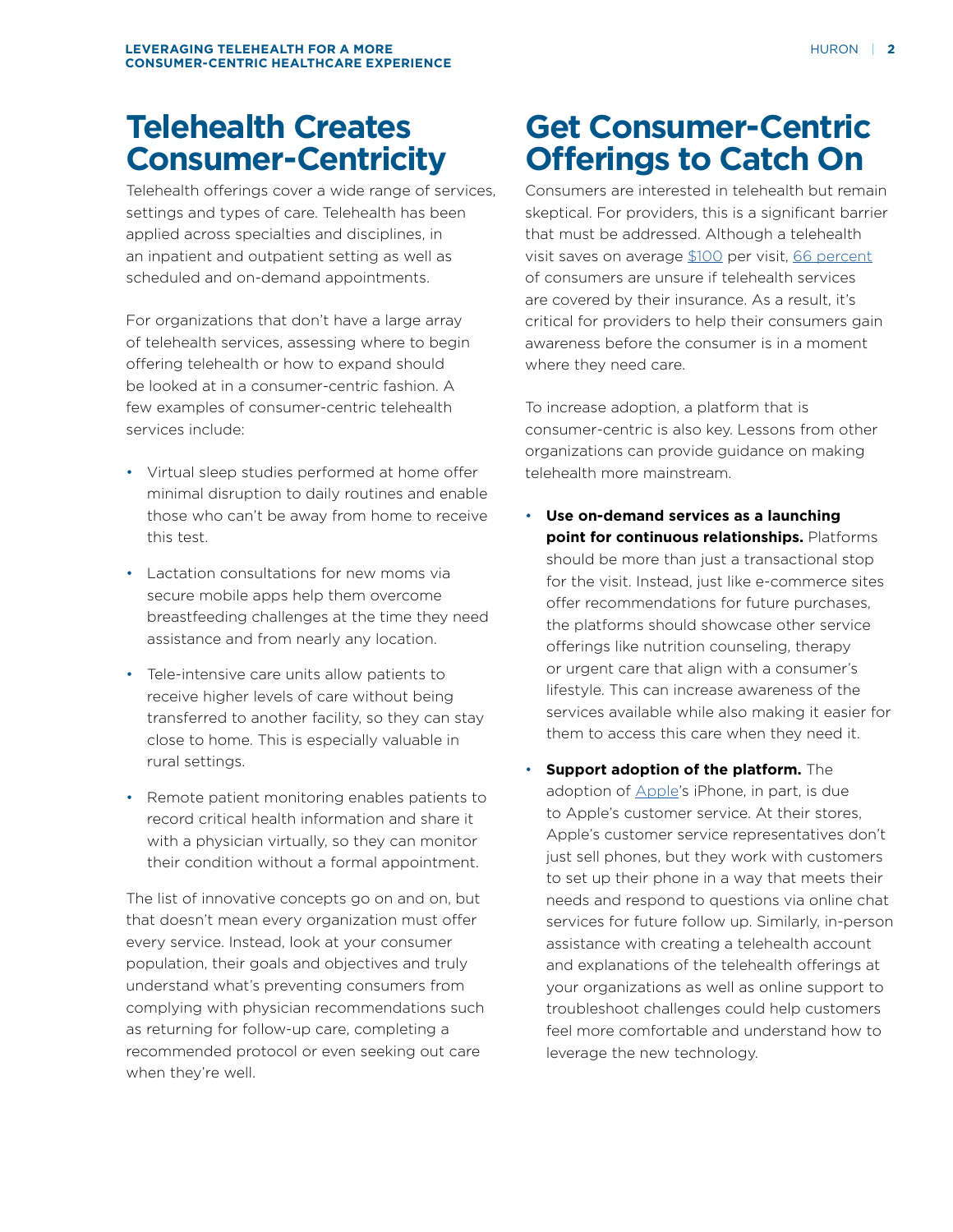# Telehealth Creates Consumer-Centricity

Telehealth offerings cover a wide range of services, settings and types of care. Telehealth has been applied across specialties and disciplines, in an inpatient and outpatient setting as well as scheduled and on-demand appointments.

For organizations that don't have a large array of telehealth services, assessing where to begin offering telehealth or how to expand should be looked at in a consumer-centric fashion. A few examples of consumer-centric telehealth services include:

- Virtual sleep studies performed at home offer minimal disruption to daily routines and enable those who can't be away from home to receive this test.
- Lactation consultations for new moms via secure mobile apps help them overcome breastfeeding challenges at the time they need assistance and from nearly any location.
- Tele-intensive care units allow patients to receive higher levels of care without being transferred to another facility, so they can stay close to home. This is especially valuable in rural settings.
- Remote patient monitoring enables patients to record critical health information and share it with a physician virtually, so they can monitor their condition without a formal appointment.

The list of innovative concepts go on and on, but that doesn't mean every organization must offer every service. Instead, look at your consumer population, their goals and objectives and truly understand what's preventing consumers from complying with physician recommendations such as returning for follow-up care, completing a recommended protocol or even seeking out care when they're well.

# Get Consumer-Centric Offerings to Catch On

Consumers are interested in telehealth but remain skeptical. For providers, this is a significant barrier that must be addressed. Although a telehealth visit saves on average $100 per visit, 66 percent of consumers are unsure if telehealth services are covered by their insurance. As a result, it's critical for providers to help their consumers gain awareness before the consumer is in a moment where they need care.

To increase adoption, a platform that is consumer-centric is also key. Lessons from other organizations can provide guidance on making telehealth more mainstream.

- **Use on-demand services as a launching point for continuous relationships.** Platforms should be more than just a transactional stop for the visit. Instead, just like e-commerce sites offer recommendations for future purchases, the platforms should showcase other service offerings like nutrition counseling, therapy or urgent care that align with a consumer's lifestyle. This can increase awareness of the services available while also making it easier for them to access this care when they need it.
- **Support adoption of the platform.** The adoption of Apple's iPhone, in part, is due to Apple's customer service. At their stores, Apple's customer service representatives don't just sell phones, but they work with customers to set up their phone in a way that meets their needs and respond to questions via online chat services for future follow up. Similarly, in-person assistance with creating a telehealth account and explanations of the telehealth offerings at your organizations as well as online support to troubleshoot challenges could help customers feel more comfortable and understand how to leverage the new technology.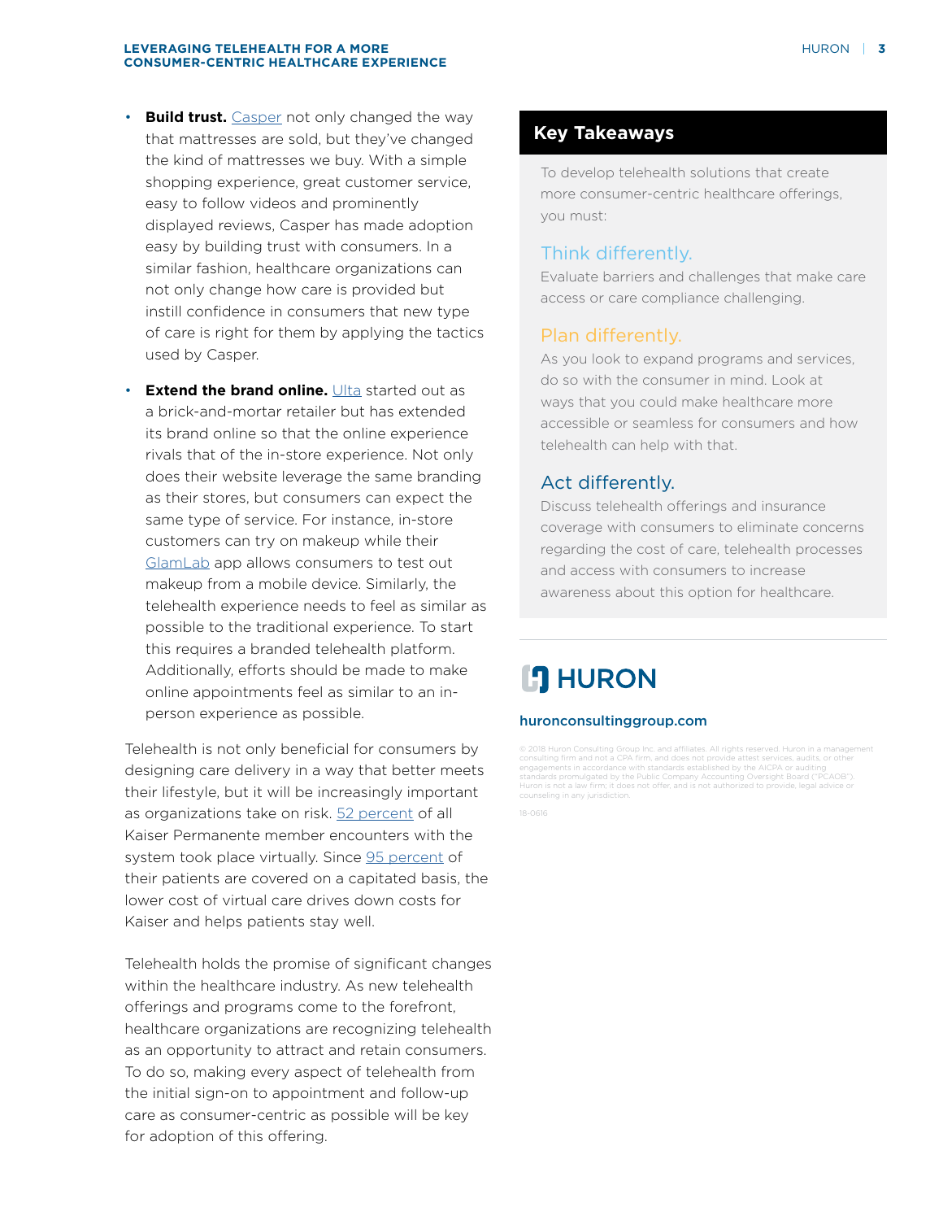- **Build trust.** Casper not only changed the way that mattresses are sold, but they've changed the kind of mattresses we buy. With a simple shopping experience, great customer service, easy to follow videos and prominently displayed reviews, Casper has made adoption easy by building trust with consumers. In a similar fashion, healthcare organizations can not only change how care is provided but instill confidence in consumers that new type of care is right for them by applying the tactics used by Casper.
- **Extend the brand online.** Ulta started out as a brick-and-mortar retailer but has extended its brand online so that the online experience rivals that of the in-store experience. Not only does their website leverage the same branding as their stores, but consumers can expect the same type of service. For instance, in-store customers can try on makeup while their GlamLab app allows consumers to test out makeup from a mobile device. Similarly, the telehealth experience needs to feel as similar as possible to the traditional experience. To start this requires a branded telehealth platform. Additionally, efforts should be made to make online appointments feel as similar to an in-person experience as possible.

Telehealth is not only beneficial for consumers by designing care delivery in a way that better meets their lifestyle, but it will be increasingly important as organizations take on risk. 52 percent of all Kaiser Permanente member encounters with the system took place virtually. Since 95 percent of their patients are covered on a capitated basis, the lower cost of virtual care drives down costs for Kaiser and helps patients stay well.

Telehealth holds the promise of significant changes within the healthcare industry. As new telehealth offerings and programs come to the forefront, healthcare organizations are recognizing telehealth as an opportunity to attract and retain consumers. To do so, making every aspect of telehealth from the initial sign-on to appointment and follow-up care as consumer-centric as possible will be key for adoption of this offering.

## Key Takeaways

To develop telehealth solutions that create more consumer-centric healthcare offerings, you must:

### Think differently.

Evaluate barriers and challenges that make care access or care compliance challenging.

### Plan differently.

As you look to expand programs and services, do so with the consumer in mind. Look at ways that you could make healthcare more accessible or seamless for consumers and how telehealth can help with that.

### Act differently.

Discuss telehealth offerings and insurance coverage with consumers to eliminate concerns regarding the cost of care, telehealth processes and access with consumers to increase awareness about this option for healthcare.

HURON

huronconsultinggroup.com

© 2018 Huron Consulting Group Inc. and affiliates. All rights reserved. Huron is a management consulting firm and not a CPA firm, and does not provide attest services, audits, or other engagements in accordance with standards established by the AICPA or auditing standards promulgated by the Public Company Accounting Oversight Board ("PCAOB"). Huron is not a law firm; it does not offer, and is not authorized to provide, legal advice or counseling in any jurisdiction.

18-0616